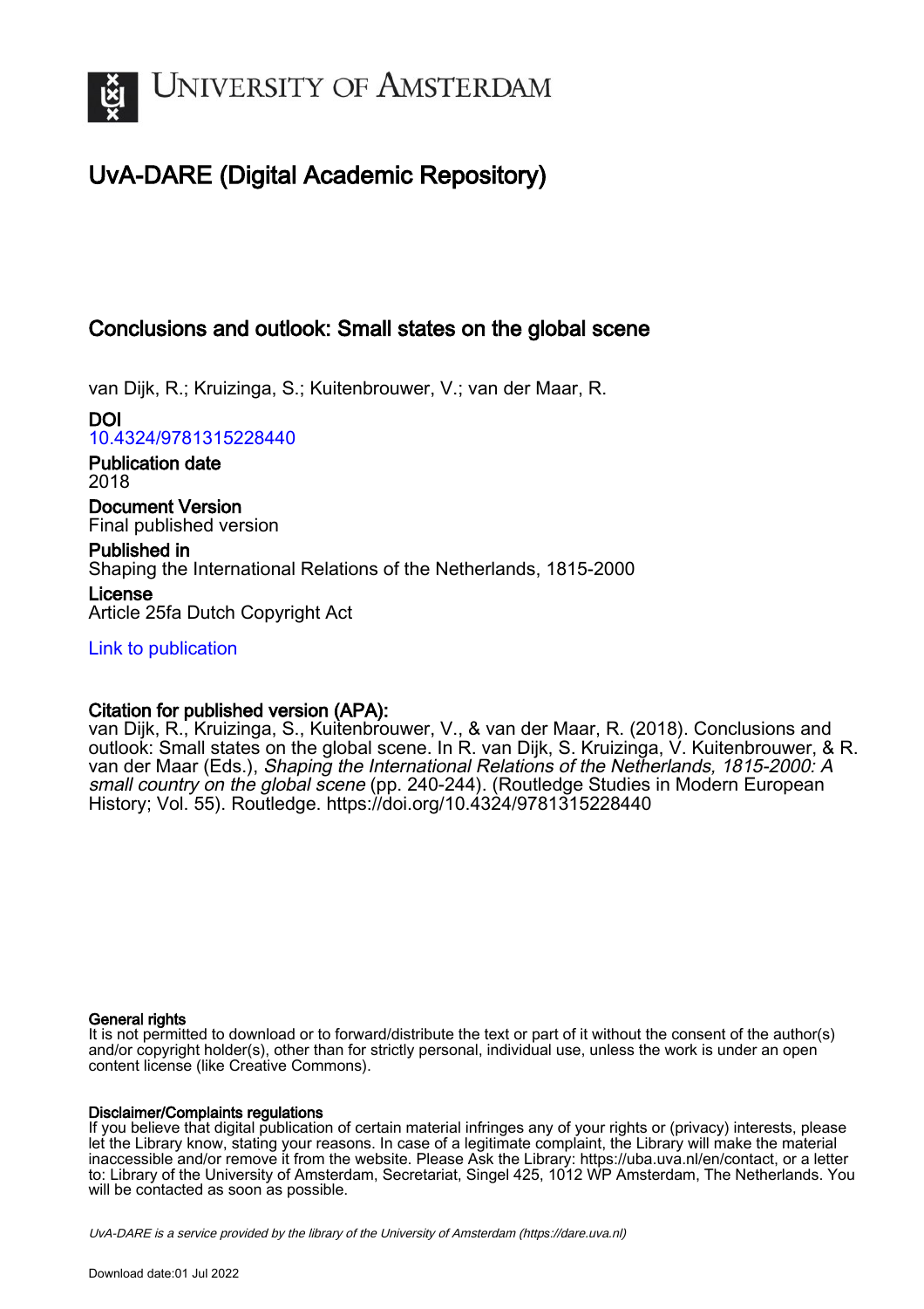# University of Amsterdam

## UvA-DARE (Digital Academic Repository)

### Conclusions and outlook: Small states on the global scene

van Dijk, R.; Kruizinga, S.; Kuitenbrouwer, V.; van der Maar, R.

**DOI**
10.4324/9781315228440

**Publication date**
2018

**Document Version**
Final published version

**Published in**
Shaping the International Relations of the Netherlands, 1815-2000

**License**
Article 25fa Dutch Copyright Act

Link to publication

**Citation for published version (APA):**
van Dijk, R., Kruizinga, S., Kuitenbrouwer, V., & van der Maar, R. (2018). Conclusions and outlook: Small states on the global scene. In R. van Dijk, S. Kruizinga, V. Kuitenbrouwer, & R. van der Maar (Eds.), *Shaping the International Relations of the Netherlands, 1815-2000: A small country on the global scene* (pp. 240-244). (Routledge Studies in Modern European History; Vol. 55). Routledge. https://doi.org/10.4324/9781315228440

**General rights**
It is not permitted to download or to forward/distribute the text or part of it without the consent of the author(s) and/or copyright holder(s), other than for strictly personal, individual use, unless the work is under an open content license (like Creative Commons).

**Disclaimer/Complaints regulations**
If you believe that digital publication of certain material infringes any of your rights or (privacy) interests, please let the Library know, stating your reasons. In case of a legitimate complaint, the Library will make the material inaccessible and/or remove it from the website. Please Ask the Library: https://uba.uva.nl/en/contact, or a letter to: Library of the University of Amsterdam, Secretariat, Singel 425, 1012 WP Amsterdam, The Netherlands. You will be contacted as soon as possible.

*UvA-DARE is a service provided by the library of the University of Amsterdam (https://dare.uva.nl)*

Download date:01 Jul 2022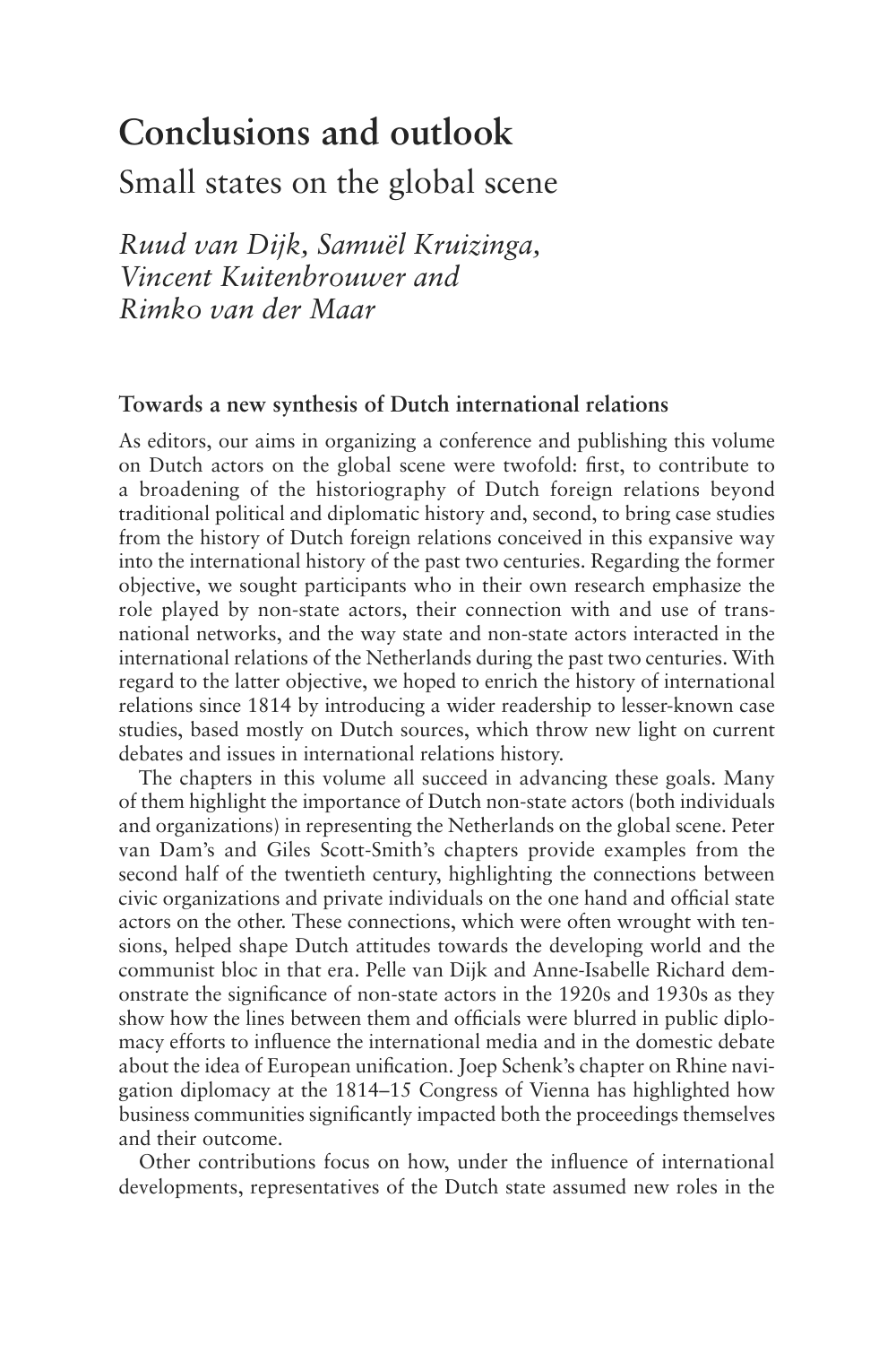# Conclusions and outlook

## Small states on the global scene

*Ruud van Dijk, Samuël Kruizinga, Vincent Kuitenbrouwer and Rimko van der Maar*

### Towards a new synthesis of Dutch international relations

As editors, our aims in organizing a conference and publishing this volume on Dutch actors on the global scene were twofold: first, to contribute to a broadening of the historiography of Dutch foreign relations beyond traditional political and diplomatic history and, second, to bring case studies from the history of Dutch foreign relations conceived in this expansive way into the international history of the past two centuries. Regarding the former objective, we sought participants who in their own research emphasize the role played by non-state actors, their connection with and use of transnational networks, and the way state and non-state actors interacted in the international relations of the Netherlands during the past two centuries. With regard to the latter objective, we hoped to enrich the history of international relations since 1814 by introducing a wider readership to lesser-known case studies, based mostly on Dutch sources, which throw new light on current debates and issues in international relations history.

The chapters in this volume all succeed in advancing these goals. Many of them highlight the importance of Dutch non-state actors (both individuals and organizations) in representing the Netherlands on the global scene. Peter van Dam's and Giles Scott-Smith's chapters provide examples from the second half of the twentieth century, highlighting the connections between civic organizations and private individuals on the one hand and official state actors on the other. These connections, which were often wrought with tensions, helped shape Dutch attitudes towards the developing world and the communist bloc in that era. Pelle van Dijk and Anne-Isabelle Richard demonstrate the significance of non-state actors in the 1920s and 1930s as they show how the lines between them and officials were blurred in public diplomacy efforts to influence the international media and in the domestic debate about the idea of European unification. Joep Schenk's chapter on Rhine navigation diplomacy at the 1814–15 Congress of Vienna has highlighted how business communities significantly impacted both the proceedings themselves and their outcome.

Other contributions focus on how, under the influence of international developments, representatives of the Dutch state assumed new roles in the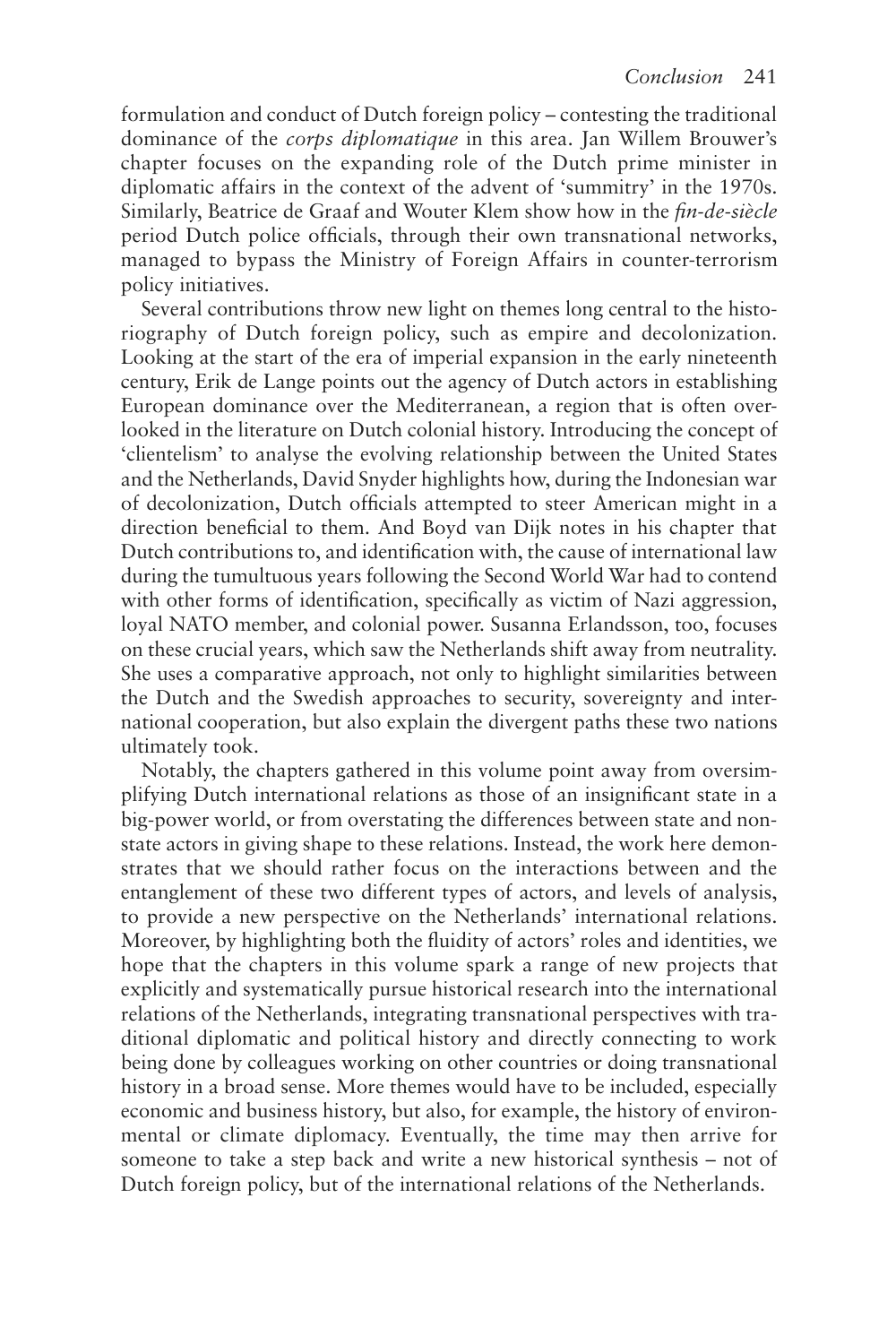formulation and conduct of Dutch foreign policy – contesting the traditional dominance of the *corps diplomatique* in this area. Jan Willem Brouwer's chapter focuses on the expanding role of the Dutch prime minister in diplomatic affairs in the context of the advent of 'summitry' in the 1970s. Similarly, Beatrice de Graaf and Wouter Klem show how in the *fin-de-siècle* period Dutch police officials, through their own transnational networks, managed to bypass the Ministry of Foreign Affairs in counter-terrorism policy initiatives.

Several contributions throw new light on themes long central to the historiography of Dutch foreign policy, such as empire and decolonization. Looking at the start of the era of imperial expansion in the early nineteenth century, Erik de Lange points out the agency of Dutch actors in establishing European dominance over the Mediterranean, a region that is often overlooked in the literature on Dutch colonial history. Introducing the concept of 'clientelism' to analyse the evolving relationship between the United States and the Netherlands, David Snyder highlights how, during the Indonesian war of decolonization, Dutch officials attempted to steer American might in a direction beneficial to them. And Boyd van Dijk notes in his chapter that Dutch contributions to, and identification with, the cause of international law during the tumultuous years following the Second World War had to contend with other forms of identification, specifically as victim of Nazi aggression, loyal NATO member, and colonial power. Susanna Erlandsson, too, focuses on these crucial years, which saw the Netherlands shift away from neutrality. She uses a comparative approach, not only to highlight similarities between the Dutch and the Swedish approaches to security, sovereignty and international cooperation, but also explain the divergent paths these two nations ultimately took.

Notably, the chapters gathered in this volume point away from oversimplifying Dutch international relations as those of an insignificant state in a big-power world, or from overstating the differences between state and non-state actors in giving shape to these relations. Instead, the work here demonstrates that we should rather focus on the interactions between and the entanglement of these two different types of actors, and levels of analysis, to provide a new perspective on the Netherlands' international relations. Moreover, by highlighting both the fluidity of actors' roles and identities, we hope that the chapters in this volume spark a range of new projects that explicitly and systematically pursue historical research into the international relations of the Netherlands, integrating transnational perspectives with traditional diplomatic and political history and directly connecting to work being done by colleagues working on other countries or doing transnational history in a broad sense. More themes would have to be included, especially economic and business history, but also, for example, the history of environmental or climate diplomacy. Eventually, the time may then arrive for someone to take a step back and write a new historical synthesis – not of Dutch foreign policy, but of the international relations of the Netherlands.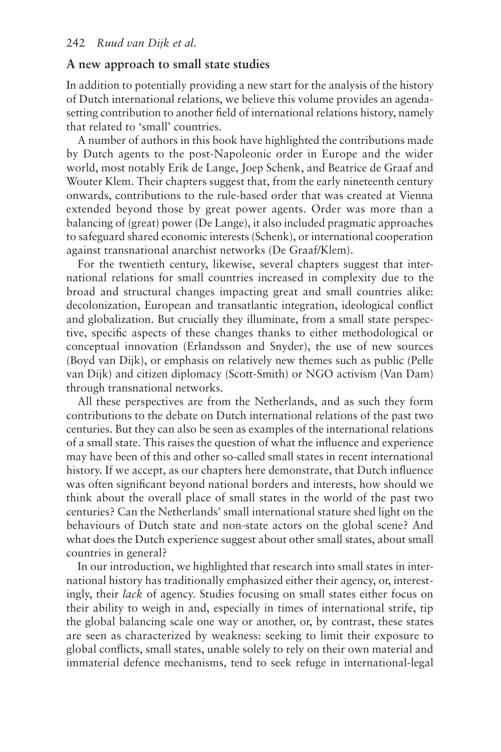## A new approach to small state studies

In addition to potentially providing a new start for the analysis of the history of Dutch international relations, we believe this volume provides an agenda-setting contribution to another field of international relations history, namely that related to 'small' countries.

A number of authors in this book have highlighted the contributions made by Dutch agents to the post-Napoleonic order in Europe and the wider world, most notably Erik de Lange, Joep Schenk, and Beatrice de Graaf and Wouter Klem. Their chapters suggest that, from the early nineteenth century onwards, contributions to the rule-based order that was created at Vienna extended beyond those by great power agents. Order was more than a balancing of (great) power (De Lange), it also included pragmatic approaches to safeguard shared economic interests (Schenk), or international cooperation against transnational anarchist networks (De Graaf/Klem).

For the twentieth century, likewise, several chapters suggest that international relations for small countries increased in complexity due to the broad and structural changes impacting great and small countries alike: decolonization, European and transatlantic integration, ideological conflict and globalization. But crucially they illuminate, from a small state perspective, specific aspects of these changes thanks to either methodological or conceptual innovation (Erlandsson and Snyder), the use of new sources (Boyd van Dijk), or emphasis on relatively new themes such as public (Pelle van Dijk) and citizen diplomacy (Scott-Smith) or NGO activism (Van Dam) through transnational networks.

All these perspectives are from the Netherlands, and as such they form contributions to the debate on Dutch international relations of the past two centuries. But they can also be seen as examples of the international relations of a small state. This raises the question of what the influence and experience may have been of this and other so-called small states in recent international history. If we accept, as our chapters here demonstrate, that Dutch influence was often significant beyond national borders and interests, how should we think about the overall place of small states in the world of the past two centuries? Can the Netherlands' small international stature shed light on the behaviours of Dutch state and non-state actors on the global scene? And what does the Dutch experience suggest about other small states, about small countries in general?

In our introduction, we highlighted that research into small states in international history has traditionally emphasized either their agency, or, interestingly, their *lack* of agency. Studies focusing on small states either focus on their ability to weigh in and, especially in times of international strife, tip the global balancing scale one way or another, or, by contrast, these states are seen as characterized by weakness: seeking to limit their exposure to global conflicts, small states, unable solely to rely on their own material and immaterial defence mechanisms, tend to seek refuge in international-legal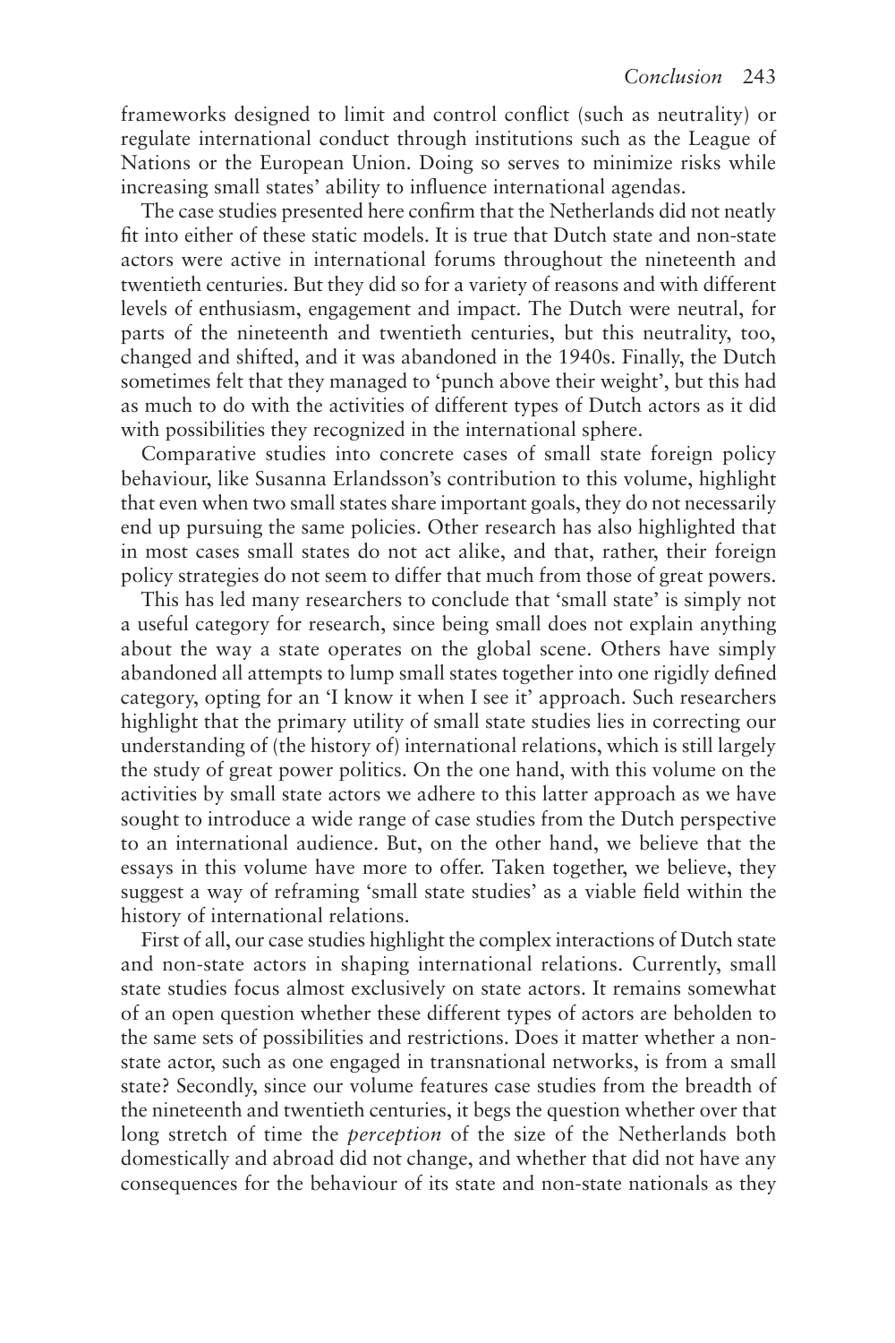frameworks designed to limit and control conflict (such as neutrality) or regulate international conduct through institutions such as the League of Nations or the European Union. Doing so serves to minimize risks while increasing small states' ability to influence international agendas.

The case studies presented here confirm that the Netherlands did not neatly fit into either of these static models. It is true that Dutch state and non-state actors were active in international forums throughout the nineteenth and twentieth centuries. But they did so for a variety of reasons and with different levels of enthusiasm, engagement and impact. The Dutch were neutral, for parts of the nineteenth and twentieth centuries, but this neutrality, too, changed and shifted, and it was abandoned in the 1940s. Finally, the Dutch sometimes felt that they managed to 'punch above their weight', but this had as much to do with the activities of different types of Dutch actors as it did with possibilities they recognized in the international sphere.

Comparative studies into concrete cases of small state foreign policy behaviour, like Susanna Erlandsson's contribution to this volume, highlight that even when two small states share important goals, they do not necessarily end up pursuing the same policies. Other research has also highlighted that in most cases small states do not act alike, and that, rather, their foreign policy strategies do not seem to differ that much from those of great powers.

This has led many researchers to conclude that 'small state' is simply not a useful category for research, since being small does not explain anything about the way a state operates on the global scene. Others have simply abandoned all attempts to lump small states together into one rigidly defined category, opting for an 'I know it when I see it' approach. Such researchers highlight that the primary utility of small state studies lies in correcting our understanding of (the history of) international relations, which is still largely the study of great power politics. On the one hand, with this volume on the activities by small state actors we adhere to this latter approach as we have sought to introduce a wide range of case studies from the Dutch perspective to an international audience. But, on the other hand, we believe that the essays in this volume have more to offer. Taken together, we believe, they suggest a way of reframing 'small state studies' as a viable field within the history of international relations.

First of all, our case studies highlight the complex interactions of Dutch state and non-state actors in shaping international relations. Currently, small state studies focus almost exclusively on state actors. It remains somewhat of an open question whether these different types of actors are beholden to the same sets of possibilities and restrictions. Does it matter whether a non-state actor, such as one engaged in transnational networks, is from a small state? Secondly, since our volume features case studies from the breadth of the nineteenth and twentieth centuries, it begs the question whether over that long stretch of time the *perception* of the size of the Netherlands both domestically and abroad did not change, and whether that did not have any consequences for the behaviour of its state and non-state nationals as they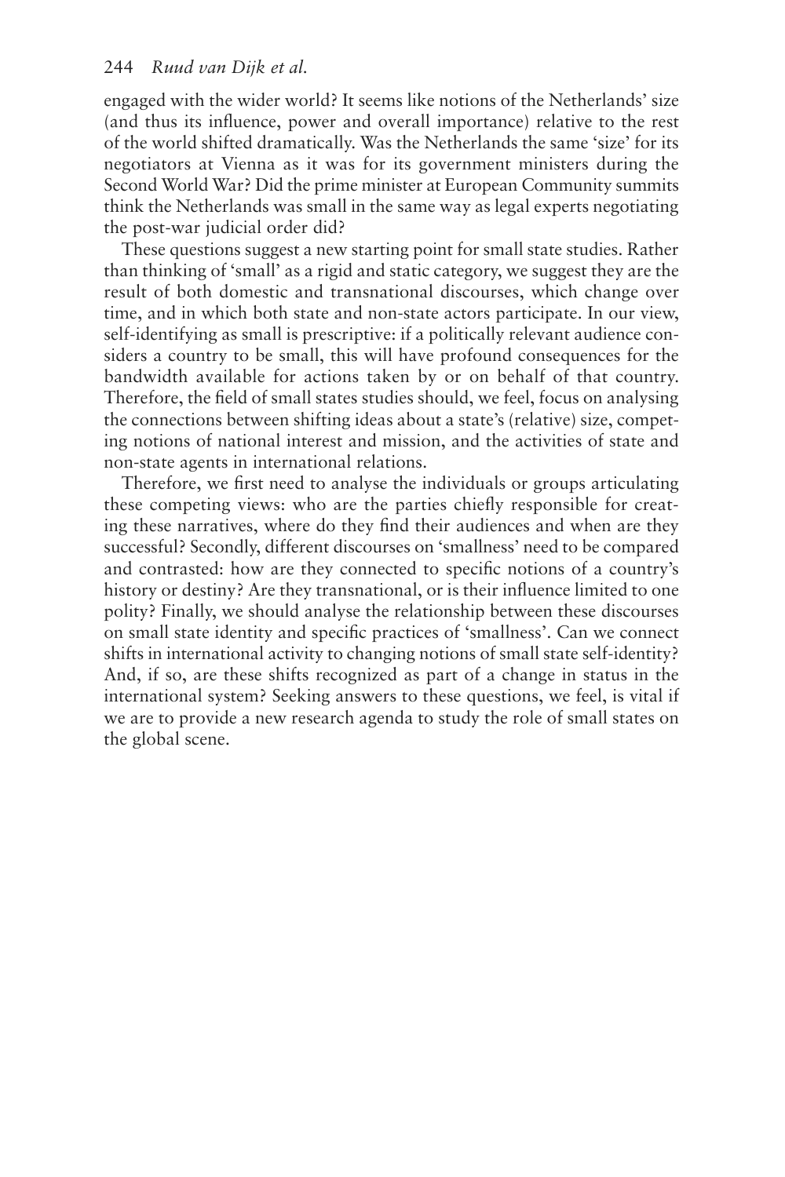engaged with the wider world? It seems like notions of the Netherlands' size (and thus its influence, power and overall importance) relative to the rest of the world shifted dramatically. Was the Netherlands the same 'size' for its negotiators at Vienna as it was for its government ministers during the Second World War? Did the prime minister at European Community summits think the Netherlands was small in the same way as legal experts negotiating the post-war judicial order did?

These questions suggest a new starting point for small state studies. Rather than thinking of 'small' as a rigid and static category, we suggest they are the result of both domestic and transnational discourses, which change over time, and in which both state and non-state actors participate. In our view, self-identifying as small is prescriptive: if a politically relevant audience considers a country to be small, this will have profound consequences for the bandwidth available for actions taken by or on behalf of that country. Therefore, the field of small states studies should, we feel, focus on analysing the connections between shifting ideas about a state's (relative) size, competing notions of national interest and mission, and the activities of state and non-state agents in international relations.

Therefore, we first need to analyse the individuals or groups articulating these competing views: who are the parties chiefly responsible for creating these narratives, where do they find their audiences and when are they successful? Secondly, different discourses on 'smallness' need to be compared and contrasted: how are they connected to specific notions of a country's history or destiny? Are they transnational, or is their influence limited to one polity? Finally, we should analyse the relationship between these discourses on small state identity and specific practices of 'smallness'. Can we connect shifts in international activity to changing notions of small state self-identity? And, if so, are these shifts recognized as part of a change in status in the international system? Seeking answers to these questions, we feel, is vital if we are to provide a new research agenda to study the role of small states on the global scene.